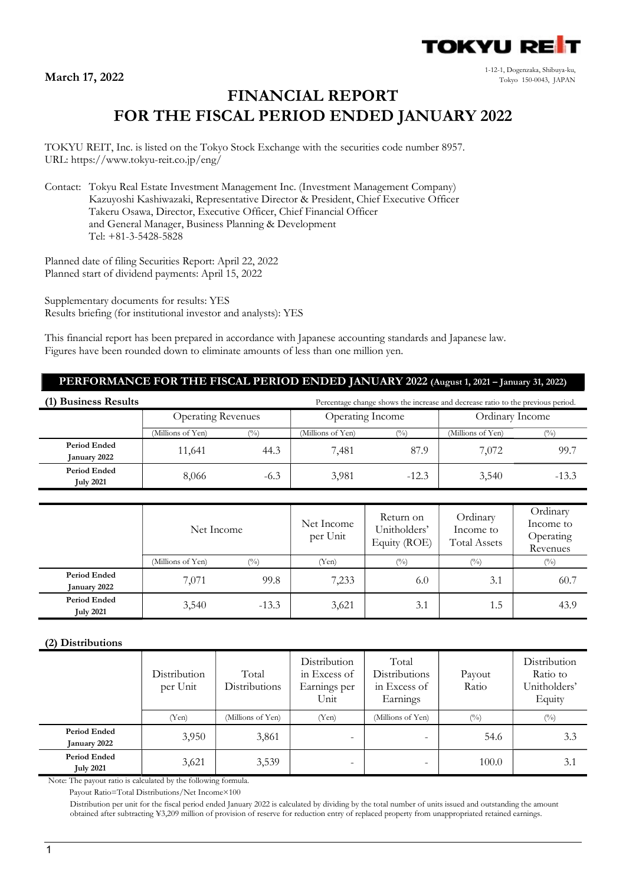**March 17, 2022**

TOKYU REIT

1-12-1, Dogenzaka, Shibuya-ku,
Tokyo 150-0043, JAPAN

# FINANCIAL REPORT
# FOR THE FISCAL PERIOD ENDED JANUARY 2022

TOKYU REIT, Inc. is listed on the Tokyo Stock Exchange with the securities code number 8957.
URL: https://www.tokyu-reit.co.jp/eng/

Contact: Tokyu Real Estate Investment Management Inc. (Investment Management Company)
Kazuyoshi Kashiwazaki, Representative Director & President, Chief Executive Officer
Takeru Osawa, Director, Executive Officer, Chief Financial Officer
and General Manager, Business Planning & Development
Tel: +81-3-5428-5828

Planned date of filing Securities Report: April 22, 2022
Planned start of dividend payments: April 15, 2022

Supplementary documents for results: YES
Results briefing (for institutional investor and analysts): YES

This financial report has been prepared in accordance with Japanese accounting standards and Japanese law.
Figures have been rounded down to eliminate amounts of less than one million yen.

## PERFORMANCE FOR THE FISCAL PERIOD ENDED JANUARY 2022 (August 1, 2021 – January 31, 2022)

### (1) Business Results

Percentage change shows the increase and decrease ratio to the previous period.

| | Operating Revenues | | Operating Income | | Ordinary Income | |
|---|---|---|---|---|---|---|
| | (Millions of Yen) | (%) | (Millions of Yen) | (%) | (Millions of Yen) | (%) |
| **Period Ended January 2022** | 11,641 | 44.3 | 7,481 | 87.9 | 7,072 | 99.7 |
| **Period Ended July 2021** | 8,066 | -6.3 | 3,981 | -12.3 | 3,540 | -13.3 |

| | Net Income | | Net Income per Unit | Return on Unitholders' Equity (ROE) | Ordinary Income to Total Assets | Ordinary Income to Operating Revenues |
|---|---|---|---|---|---|---|
| | (Millions of Yen) | (%) | (Yen) | (%) | (%) | (%) |
| **Period Ended January 2022** | 7,071 | 99.8 | 7,233 | 6.0 | 3.1 | 60.7 |
| **Period Ended July 2021** | 3,540 | -13.3 | 3,621 | 3.1 | 1.5 | 43.9 |

### (2) Distributions

| | Distribution per Unit | Total Distributions | Distribution in Excess of Earnings per Unit | Total Distributions in Excess of Earnings | Payout Ratio | Distribution Ratio to Unitholders' Equity |
|---|---|---|---|---|---|---|
| | (Yen) | (Millions of Yen) | (Yen) | (Millions of Yen) | (%) | (%) |
| **Period Ended January 2022** | 3,950 | 3,861 | - | - | 54.6 | 3.3 |
| **Period Ended July 2021** | 3,621 | 3,539 | - | - | 100.0 | 3.1 |

Note: The payout ratio is calculated by the following formula.

Payout Ratio=Total Distributions/Net Income×100

Distribution per unit for the fiscal period ended January 2022 is calculated by dividing by the total number of units issued and outstanding the amount obtained after subtracting ¥3,209 million of provision of reserve for reduction entry of replaced property from unappropriated retained earnings.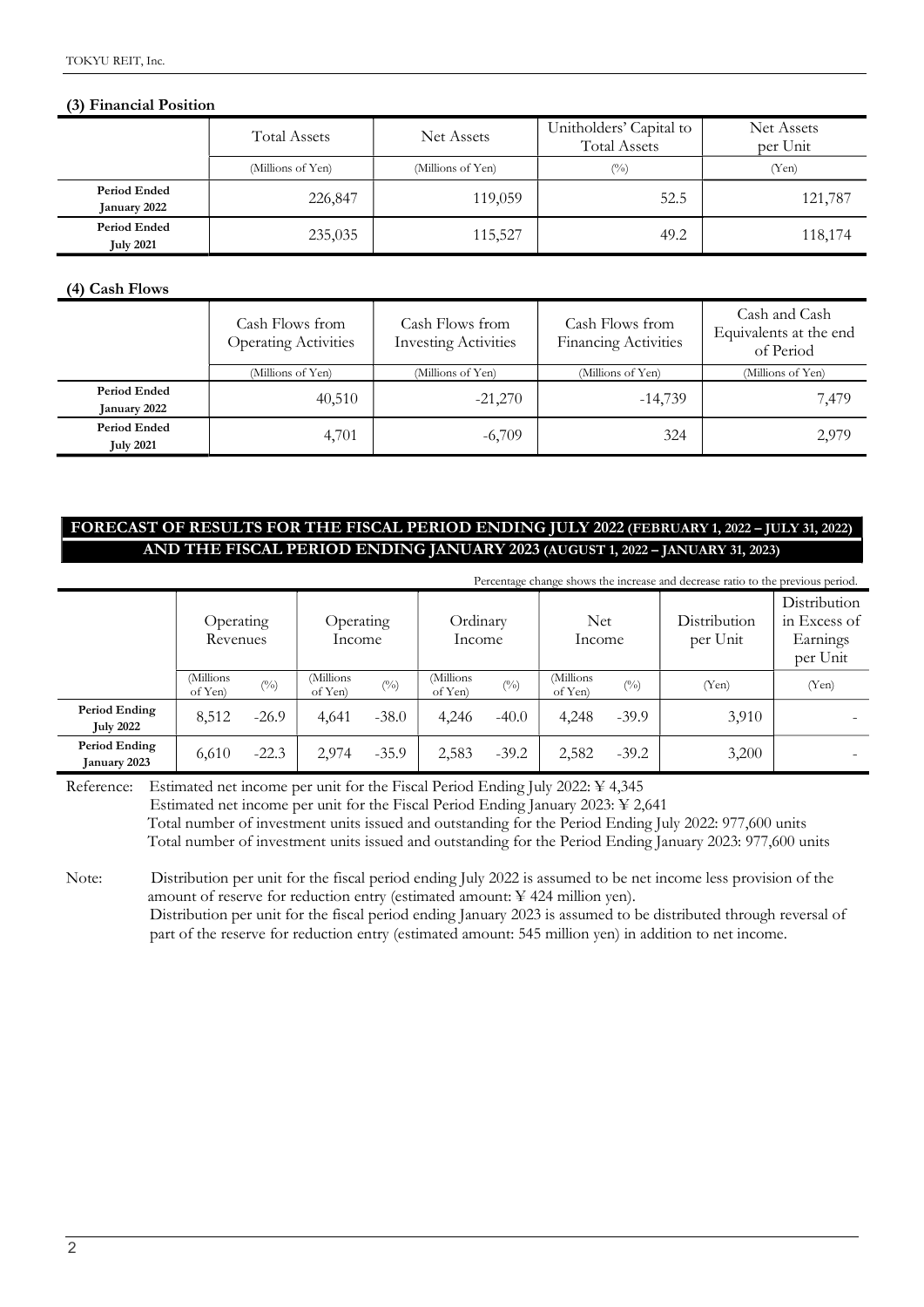### (3) Financial Position

| | Total Assets | Net Assets | Unitholders' Capital to Total Assets | Net Assets per Unit |
|---|---|---|---|---|
| | (Millions of Yen) | (Millions of Yen) | (%) | (Yen) |
| **Period Ended January 2022** | 226,847 | 119,059 | 52.5 | 121,787 |
| **Period Ended July 2021** | 235,035 | 115,527 | 49.2 | 118,174 |

### (4) Cash Flows

| | Cash Flows from Operating Activities | Cash Flows from Investing Activities | Cash Flows from Financing Activities | Cash and Cash Equivalents at the end of Period |
|---|---|---|---|---|
| | (Millions of Yen) | (Millions of Yen) | (Millions of Yen) | (Millions of Yen) |
| **Period Ended January 2022** | 40,510 | -21,270 | -14,739 | 7,479 |
| **Period Ended July 2021** | 4,701 | -6,709 | 324 | 2,979 |

## FORECAST OF RESULTS FOR THE FISCAL PERIOD ENDING JULY 2022 (FEBRUARY 1, 2022 – JULY 31, 2022) AND THE FISCAL PERIOD ENDING JANUARY 2023 (AUGUST 1, 2022 – JANUARY 31, 2023)

Percentage change shows the increase and decrease ratio to the previous period.

| | Operating Revenues | | Operating Income | | Ordinary Income | | Net Income | | Distribution per Unit | Distribution in Excess of Earnings per Unit |
|---|---|---|---|---|---|---|---|---|---|---|
| | (Millions of Yen) | (%) | (Millions of Yen) | (%) | (Millions of Yen) | (%) | (Millions of Yen) | (%) | (Yen) | (Yen) |
| **Period Ending July 2022** | 8,512 | -26.9 | 4,641 | -38.0 | 4,246 | -40.0 | 4,248 | -39.9 | 3,910 | - |
| **Period Ending January 2023** | 6,610 | -22.3 | 2,974 | -35.9 | 2,583 | -39.2 | 2,582 | -39.2 | 3,200 | - |

Reference: Estimated net income per unit for the Fiscal Period Ending July 2022: ¥ 4,345
Estimated net income per unit for the Fiscal Period Ending January 2023: ¥ 2,641
Total number of investment units issued and outstanding for the Period Ending July 2022: 977,600 units
Total number of investment units issued and outstanding for the Period Ending January 2023: 977,600 units

Note: Distribution per unit for the fiscal period ending July 2022 is assumed to be net income less provision of the amount of reserve for reduction entry (estimated amount: ¥ 424 million yen).
Distribution per unit for the fiscal period ending January 2023 is assumed to be distributed through reversal of part of the reserve for reduction entry (estimated amount: 545 million yen) in addition to net income.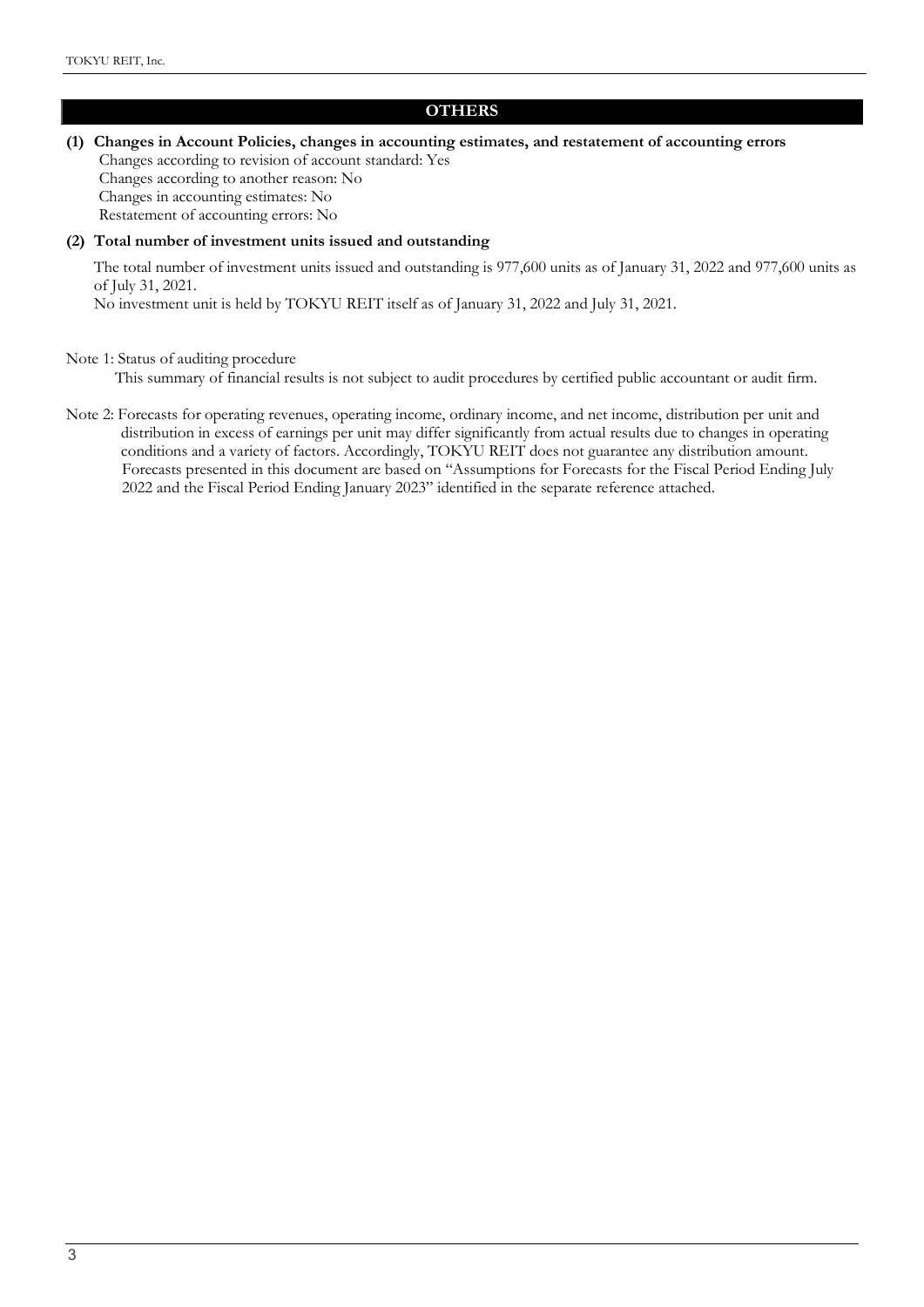## OTHERS

**(1) Changes in Account Policies, changes in accounting estimates, and restatement of accounting errors**

Changes according to revision of account standard: Yes
Changes according to another reason: No
Changes in accounting estimates: No
Restatement of accounting errors: No

**(2) Total number of investment units issued and outstanding**

The total number of investment units issued and outstanding is 977,600 units as of January 31, 2022 and 977,600 units as of July 31, 2021.
No investment unit is held by TOKYU REIT itself as of January 31, 2022 and July 31, 2021.

Note 1: Status of auditing procedure
This summary of financial results is not subject to audit procedures by certified public accountant or audit firm.

Note 2: Forecasts for operating revenues, operating income, ordinary income, and net income, distribution per unit and distribution in excess of earnings per unit may differ significantly from actual results due to changes in operating conditions and a variety of factors. Accordingly, TOKYU REIT does not guarantee any distribution amount. Forecasts presented in this document are based on "Assumptions for Forecasts for the Fiscal Period Ending July 2022 and the Fiscal Period Ending January 2023" identified in the separate reference attached.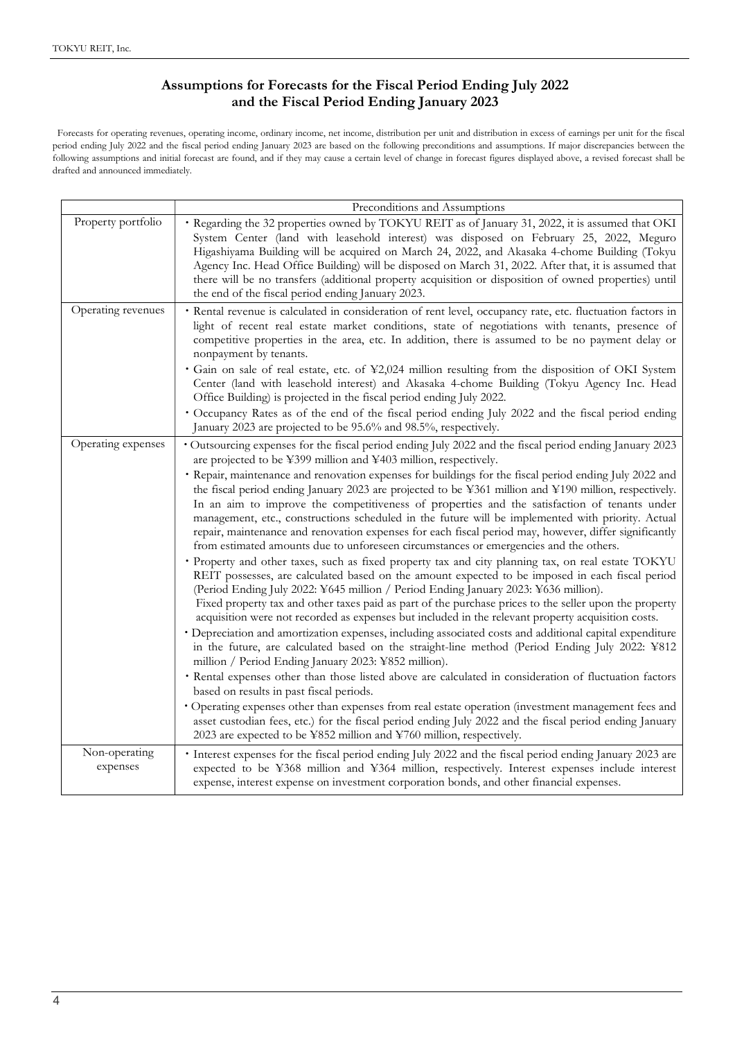## Assumptions for Forecasts for the Fiscal Period Ending July 2022 and the Fiscal Period Ending January 2023

Forecasts for operating revenues, operating income, ordinary income, net income, distribution per unit and distribution in excess of earnings per unit for the fiscal period ending July 2022 and the fiscal period ending January 2023 are based on the following preconditions and assumptions. If major discrepancies between the following assumptions and initial forecast are found, and if they may cause a certain level of change in forecast figures displayed above, a revised forecast shall be drafted and announced immediately.

| | Preconditions and Assumptions |
|---|---|
| Property portfolio | ・Regarding the 32 properties owned by TOKYU REIT as of January 31, 2022, it is assumed that OKI System Center (land with leasehold interest) was disposed on February 25, 2022, Meguro Higashiyama Building will be acquired on March 24, 2022, and Akasaka 4-chome Building (Tokyu Agency Inc. Head Office Building) will be disposed on March 31, 2022. After that, it is assumed that there will be no transfers (additional property acquisition or disposition of owned properties) until the end of the fiscal period ending January 2023. |
| Operating revenues | ・Rental revenue is calculated in consideration of rent level, occupancy rate, etc. fluctuation factors in light of recent real estate market conditions, state of negotiations with tenants, presence of competitive properties in the area, etc. In addition, there is assumed to be no payment delay or nonpayment by tenants.<br>・Gain on sale of real estate, etc. of ¥2,024 million resulting from the disposition of OKI System Center (land with leasehold interest) and Akasaka 4-chome Building (Tokyu Agency Inc. Head Office Building) is projected in the fiscal period ending July 2022.<br>・Occupancy Rates as of the end of the fiscal period ending July 2022 and the fiscal period ending January 2023 are projected to be 95.6% and 98.5%, respectively. |
| Operating expenses | ・Outsourcing expenses for the fiscal period ending July 2022 and the fiscal period ending January 2023 are projected to be ¥399 million and ¥403 million, respectively.<br>・Repair, maintenance and renovation expenses for buildings for the fiscal period ending July 2022 and the fiscal period ending January 2023 are projected to be ¥361 million and ¥190 million, respectively. In an aim to improve the competitiveness of properties and the satisfaction of tenants under management, etc., constructions scheduled in the future will be implemented with priority. Actual repair, maintenance and renovation expenses for each fiscal period may, however, differ significantly from estimated amounts due to unforeseen circumstances or emergencies and the others.<br>・Property and other taxes, such as fixed property tax and city planning tax, on real estate TOKYU REIT possesses, are calculated based on the amount expected to be imposed in each fiscal period (Period Ending July 2022: ¥645 million / Period Ending January 2023: ¥636 million).<br>Fixed property tax and other taxes paid as part of the purchase prices to the seller upon the property acquisition were not recorded as expenses but included in the relevant property acquisition costs.<br>・Depreciation and amortization expenses, including associated costs and additional capital expenditure in the future, are calculated based on the straight-line method (Period Ending July 2022: ¥812 million / Period Ending January 2023: ¥852 million).<br>・Rental expenses other than those listed above are calculated in consideration of fluctuation factors based on results in past fiscal periods.<br>・Operating expenses other than expenses from real estate operation (investment management fees and asset custodian fees, etc.) for the fiscal period ending July 2022 and the fiscal period ending January 2023 are expected to be ¥852 million and ¥760 million, respectively. |
| Non-operating expenses | ・Interest expenses for the fiscal period ending July 2022 and the fiscal period ending January 2023 are expected to be ¥368 million and ¥364 million, respectively. Interest expenses include interest expense, interest expense on investment corporation bonds, and other financial expenses. |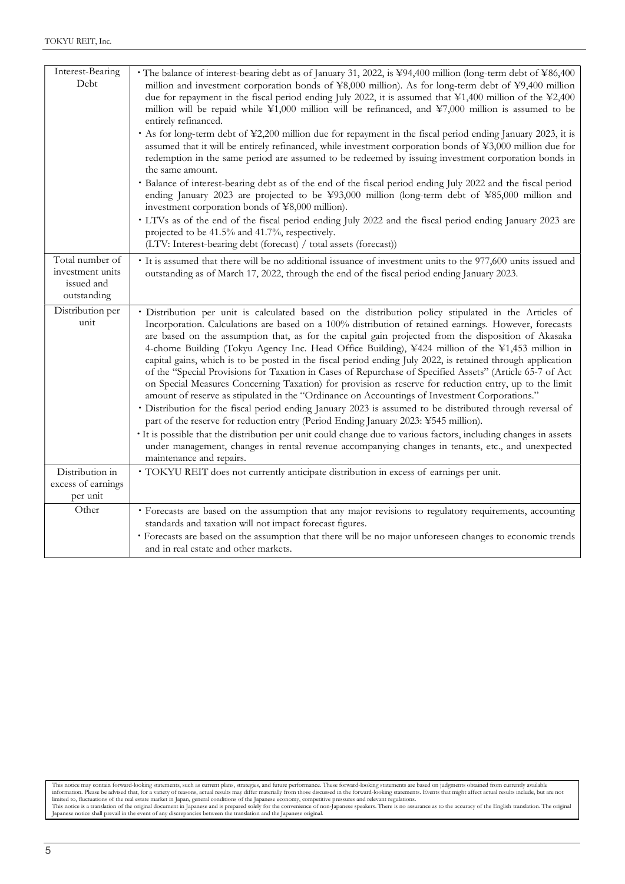| | |
|---|---|
| Interest-Bearing Debt | • The balance of interest-bearing debt as of January 31, 2022, is ¥94,400 million (long-term debt of ¥86,400 million and investment corporation bonds of ¥8,000 million). As for long-term debt of ¥9,400 million due for repayment in the fiscal period ending July 2022, it is assumed that ¥1,400 million of the ¥2,400 million will be repaid while ¥1,000 million will be refinanced, and ¥7,000 million is assumed to be entirely refinanced.<br>• As for long-term debt of ¥2,200 million due for repayment in the fiscal period ending January 2023, it is assumed that it will be entirely refinanced, while investment corporation bonds of ¥3,000 million due for redemption in the same period are assumed to be redeemed by issuing investment corporation bonds in the same amount.<br>• Balance of interest-bearing debt as of the end of the fiscal period ending July 2022 and the fiscal period ending January 2023 are projected to be ¥93,000 million (long-term debt of ¥85,000 million and investment corporation bonds of ¥8,000 million).<br>• LTVs as of the end of the fiscal period ending July 2022 and the fiscal period ending January 2023 are projected to be 41.5% and 41.7%, respectively.<br>(LTV: Interest-bearing debt (forecast) / total assets (forecast)) |
| Total number of investment units issued and outstanding | • It is assumed that there will be no additional issuance of investment units to the 977,600 units issued and outstanding as of March 17, 2022, through the end of the fiscal period ending January 2023. |
| Distribution per unit | • Distribution per unit is calculated based on the distribution policy stipulated in the Articles of Incorporation. Calculations are based on a 100% distribution of retained earnings. However, forecasts are based on the assumption that, as for the capital gain projected from the disposition of Akasaka 4-chome Building (Tokyu Agency Inc. Head Office Building), ¥424 million of the ¥1,453 million in capital gains, which is to be posted in the fiscal period ending July 2022, is retained through application of the "Special Provisions for Taxation in Cases of Repurchase of Specified Assets" (Article 65-7 of Act on Special Measures Concerning Taxation) for provision as reserve for reduction entry, up to the limit amount of reserve as stipulated in the "Ordinance on Accountings of Investment Corporations."<br>• Distribution for the fiscal period ending January 2023 is assumed to be distributed through reversal of part of the reserve for reduction entry (Period Ending January 2023: ¥545 million).<br>• It is possible that the distribution per unit could change due to various factors, including changes in assets under management, changes in rental revenue accompanying changes in tenants, etc., and unexpected maintenance and repairs. |
| Distribution in excess of earnings per unit | • TOKYU REIT does not currently anticipate distribution in excess of earnings per unit. |
| Other | • Forecasts are based on the assumption that any major revisions to regulatory requirements, accounting standards and taxation will not impact forecast figures.<br>• Forecasts are based on the assumption that there will be no major unforeseen changes to economic trends and in real estate and other markets. |

This notice may contain forward-looking statements, such as current plans, strategies, and future performance. These forward-looking statements are based on judgments obtained from currently available information. Please be advised that, for a variety of reasons, actual results may differ materially from those discussed in the forward-looking statements. Events that might affect actual results include, but are not limited to, fluctuations of the real estate market in Japan, general conditions of the Japanese economy, competitive pressures and relevant regulations.
This notice is a translation of the original document in Japanese and is prepared solely for the convenience of non-Japanese speakers. There is no assurance as to the accuracy of the English translation. The original Japanese notice shall prevail in the event of any discrepancies between the translation and the Japanese original.